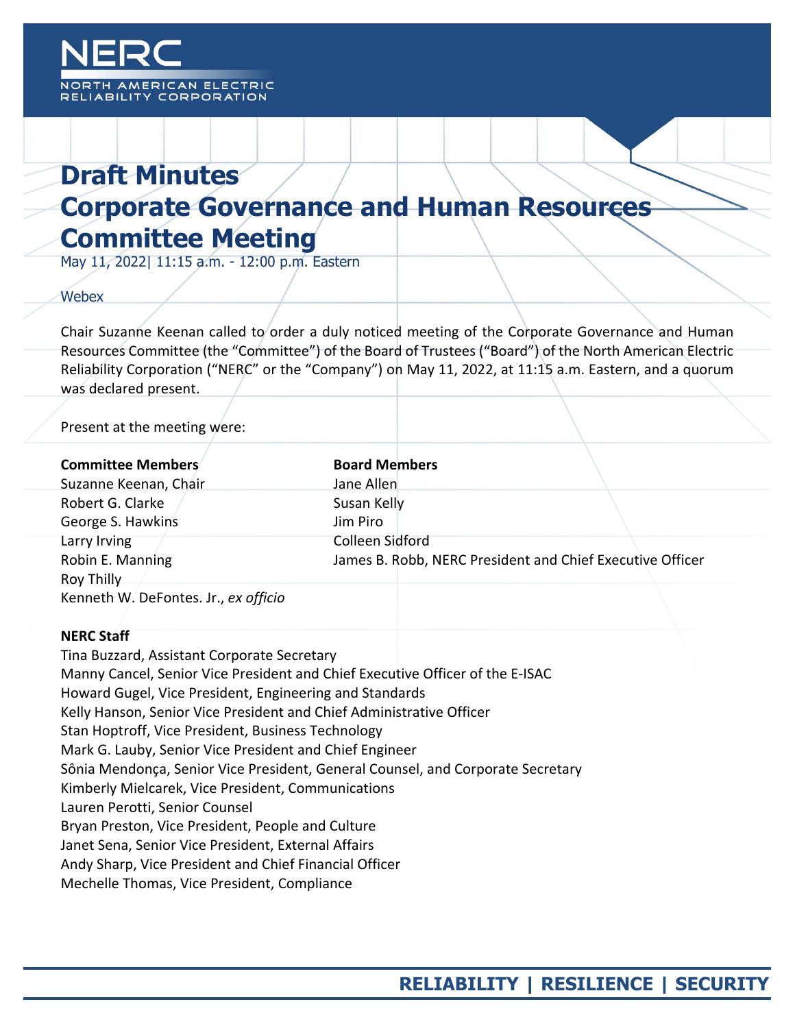# Draft Minutes
# Corporate Governance and Human Resources Committee Meeting

May 11, 2022| 11:15 a.m. - 12:00 p.m. Eastern

Webex

Chair Suzanne Keenan called to order a duly noticed meeting of the Corporate Governance and Human Resources Committee (the "Committee") of the Board of Trustees ("Board") of the North American Electric Reliability Corporation ("NERC" or the "Company") on May 11, 2022, at 11:15 a.m. Eastern, and a quorum was declared present.

Present at the meeting were:

**Committee Members**
Suzanne Keenan, Chair
Robert G. Clarke
George S. Hawkins
Larry Irving
Robin E. Manning
Roy Thilly
Kenneth W. DeFontes. Jr., *ex officio*

**Board Members**
Jane Allen
Susan Kelly
Jim Piro
Colleen Sidford
James B. Robb, NERC President and Chief Executive Officer

**NERC Staff**
Tina Buzzard, Assistant Corporate Secretary
Manny Cancel, Senior Vice President and Chief Executive Officer of the E-ISAC
Howard Gugel, Vice President, Engineering and Standards
Kelly Hanson, Senior Vice President and Chief Administrative Officer
Stan Hoptroff, Vice President, Business Technology
Mark G. Lauby, Senior Vice President and Chief Engineer
Sônia Mendonça, Senior Vice President, General Counsel, and Corporate Secretary
Kimberly Mielcarek, Vice President, Communications
Lauren Perotti, Senior Counsel
Bryan Preston, Vice President, People and Culture
Janet Sena, Senior Vice President, External Affairs
Andy Sharp, Vice President and Chief Financial Officer
Mechelle Thomas, Vice President, Compliance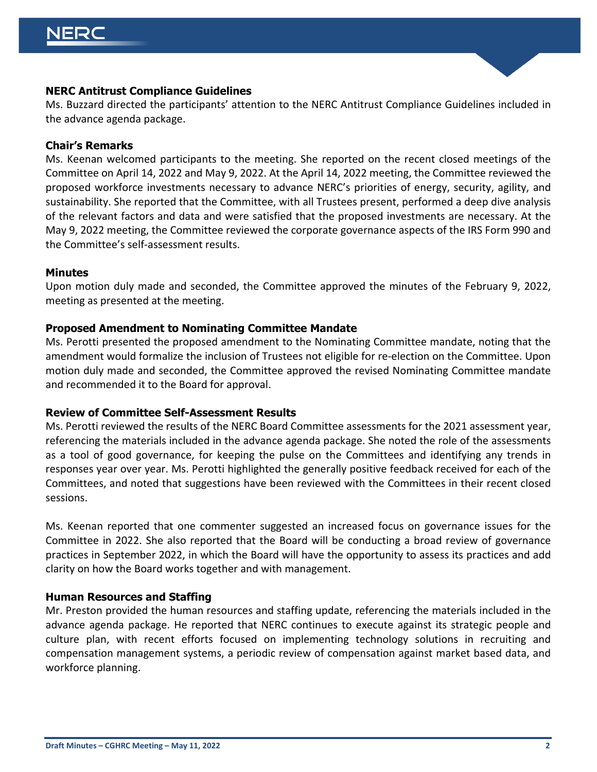## NERC Antitrust Compliance Guidelines

Ms. Buzzard directed the participants' attention to the NERC Antitrust Compliance Guidelines included in the advance agenda package.

## Chair's Remarks

Ms. Keenan welcomed participants to the meeting. She reported on the recent closed meetings of the Committee on April 14, 2022 and May 9, 2022. At the April 14, 2022 meeting, the Committee reviewed the proposed workforce investments necessary to advance NERC's priorities of energy, security, agility, and sustainability. She reported that the Committee, with all Trustees present, performed a deep dive analysis of the relevant factors and data and were satisfied that the proposed investments are necessary. At the May 9, 2022 meeting, the Committee reviewed the corporate governance aspects of the IRS Form 990 and the Committee's self-assessment results.

## Minutes

Upon motion duly made and seconded, the Committee approved the minutes of the February 9, 2022, meeting as presented at the meeting.

## Proposed Amendment to Nominating Committee Mandate

Ms. Perotti presented the proposed amendment to the Nominating Committee mandate, noting that the amendment would formalize the inclusion of Trustees not eligible for re-election on the Committee. Upon motion duly made and seconded, the Committee approved the revised Nominating Committee mandate and recommended it to the Board for approval.

## Review of Committee Self-Assessment Results

Ms. Perotti reviewed the results of the NERC Board Committee assessments for the 2021 assessment year, referencing the materials included in the advance agenda package. She noted the role of the assessments as a tool of good governance, for keeping the pulse on the Committees and identifying any trends in responses year over year. Ms. Perotti highlighted the generally positive feedback received for each of the Committees, and noted that suggestions have been reviewed with the Committees in their recent closed sessions.

Ms. Keenan reported that one commenter suggested an increased focus on governance issues for the Committee in 2022. She also reported that the Board will be conducting a broad review of governance practices in September 2022, in which the Board will have the opportunity to assess its practices and add clarity on how the Board works together and with management.

## Human Resources and Staffing

Mr. Preston provided the human resources and staffing update, referencing the materials included in the advance agenda package. He reported that NERC continues to execute against its strategic people and culture plan, with recent efforts focused on implementing technology solutions in recruiting and compensation management systems, a periodic review of compensation against market based data, and workforce planning.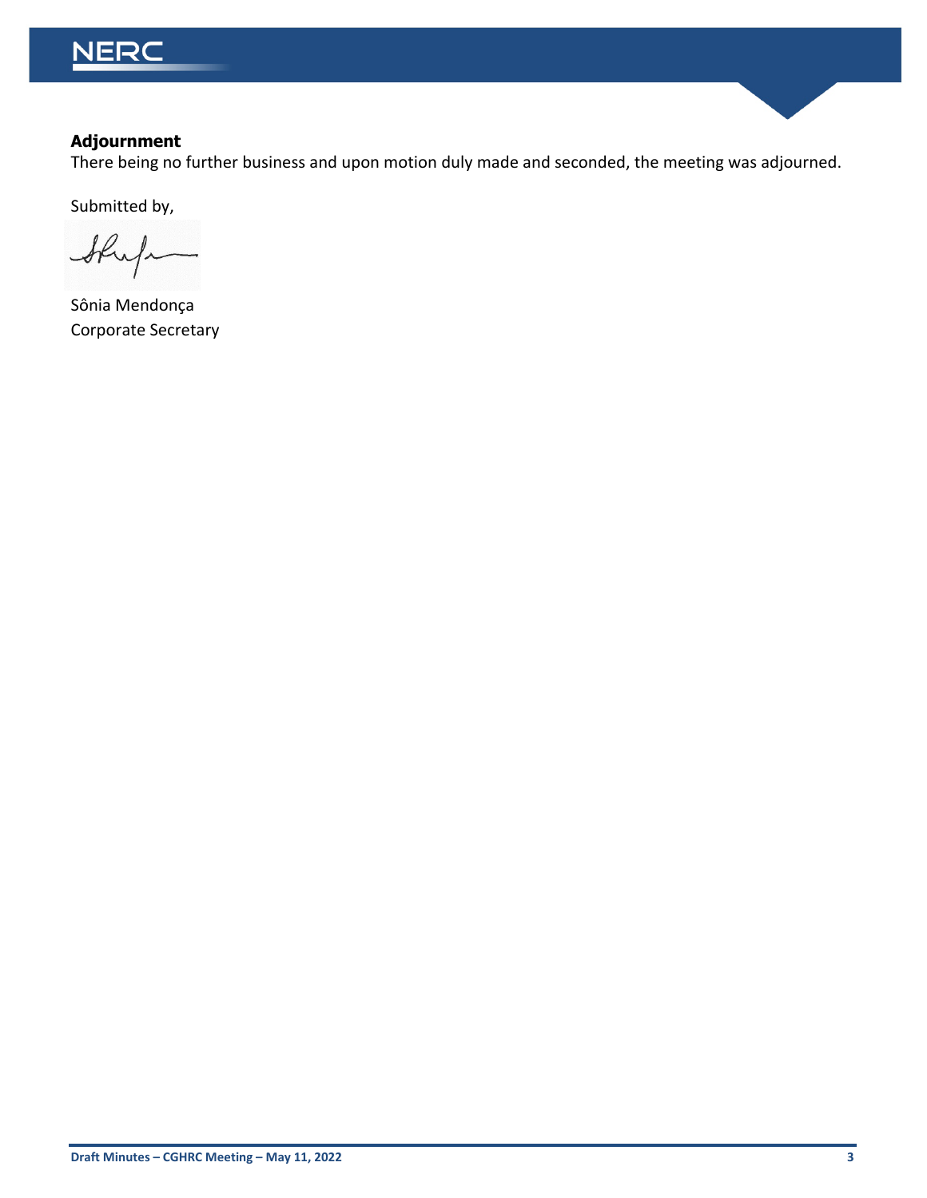**Adjournment**

There being no further business and upon motion duly made and seconded, the meeting was adjourned.

Submitted by,

Sônia Mendonça
Corporate Secretary